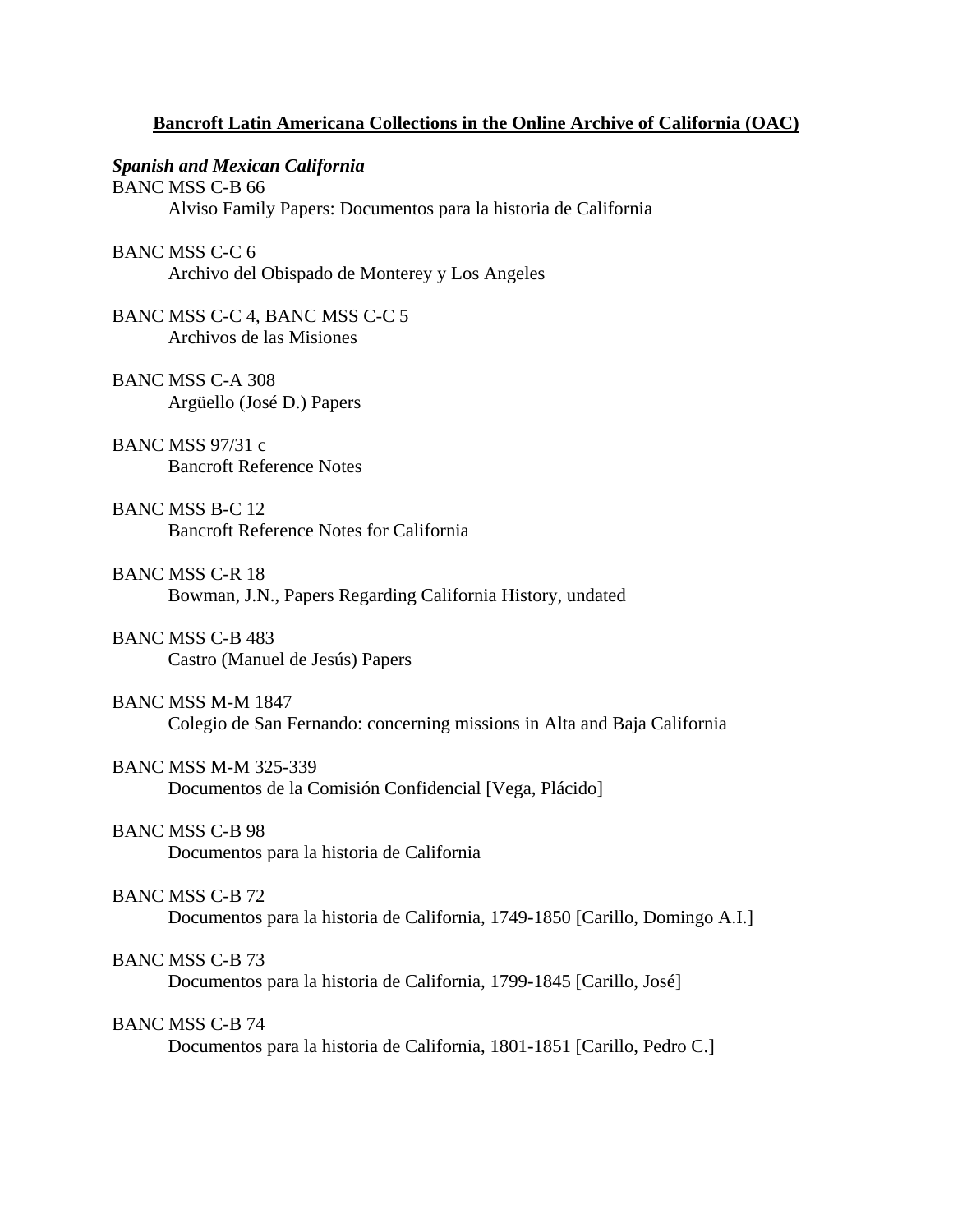## Bancroft Latin Americana Collections in the Online Archive of California (OAC)

***Spanish and Mexican California***

BANC MSS C-B 66
Alviso Family Papers: Documentos para la historia de California

BANC MSS C-C 6
Archivo del Obispado de Monterey y Los Angeles

BANC MSS C-C 4, BANC MSS C-C 5
Archivos de las Misiones

BANC MSS C-A 308
Argüello (José D.) Papers

BANC MSS 97/31 c
Bancroft Reference Notes

BANC MSS B-C 12
Bancroft Reference Notes for California

BANC MSS C-R 18
Bowman, J.N., Papers Regarding California History, undated

BANC MSS C-B 483
Castro (Manuel de Jesús) Papers

BANC MSS M-M 1847
Colegio de San Fernando: concerning missions in Alta and Baja California

BANC MSS M-M 325-339
Documentos de la Comisión Confidencial [Vega, Plácido]

BANC MSS C-B 98
Documentos para la historia de California

BANC MSS C-B 72
Documentos para la historia de California, 1749-1850 [Carillo, Domingo A.I.]

BANC MSS C-B 73
Documentos para la historia de California, 1799-1845 [Carillo, José]

BANC MSS C-B 74
Documentos para la historia de California, 1801-1851 [Carillo, Pedro C.]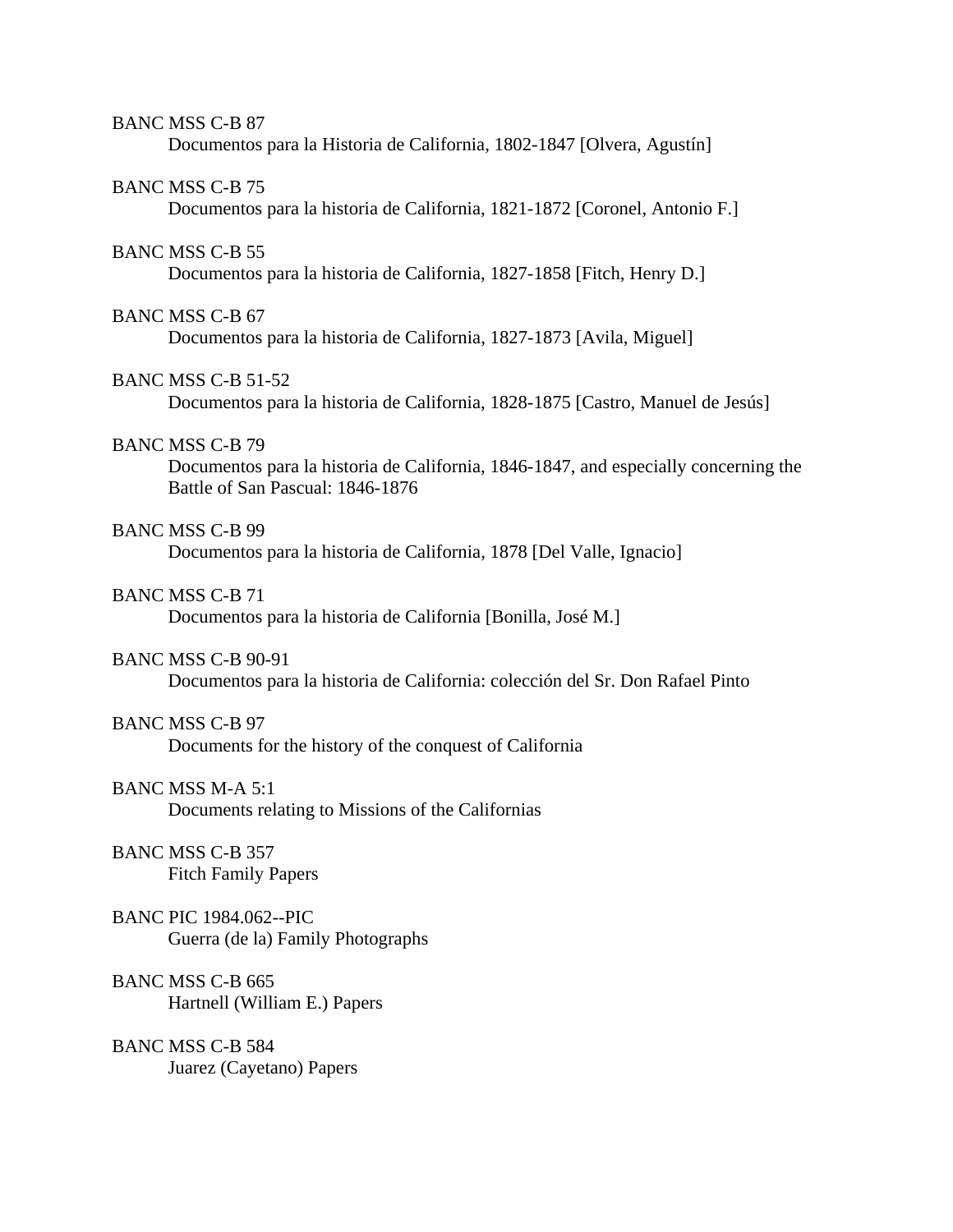BANC MSS C-B 87
Documentos para la Historia de California, 1802-1847 [Olvera, Agustín]

BANC MSS C-B 75
Documentos para la historia de California, 1821-1872 [Coronel, Antonio F.]

BANC MSS C-B 55
Documentos para la historia de California, 1827-1858 [Fitch, Henry D.]

BANC MSS C-B 67
Documentos para la historia de California, 1827-1873 [Avila, Miguel]

BANC MSS C-B 51-52
Documentos para la historia de California, 1828-1875 [Castro, Manuel de Jesús]

BANC MSS C-B 79
Documentos para la historia de California, 1846-1847, and especially concerning the Battle of San Pascual: 1846-1876

BANC MSS C-B 99
Documentos para la historia de California, 1878 [Del Valle, Ignacio]

BANC MSS C-B 71
Documentos para la historia de California [Bonilla, José M.]

BANC MSS C-B 90-91
Documentos para la historia de California: colección del Sr. Don Rafael Pinto

BANC MSS C-B 97
Documents for the history of the conquest of California

BANC MSS M-A 5:1
Documents relating to Missions of the Californias

BANC MSS C-B 357
Fitch Family Papers

BANC PIC 1984.062--PIC
Guerra (de la) Family Photographs

BANC MSS C-B 665
Hartnell (William E.) Papers

BANC MSS C-B 584
Juarez (Cayetano) Papers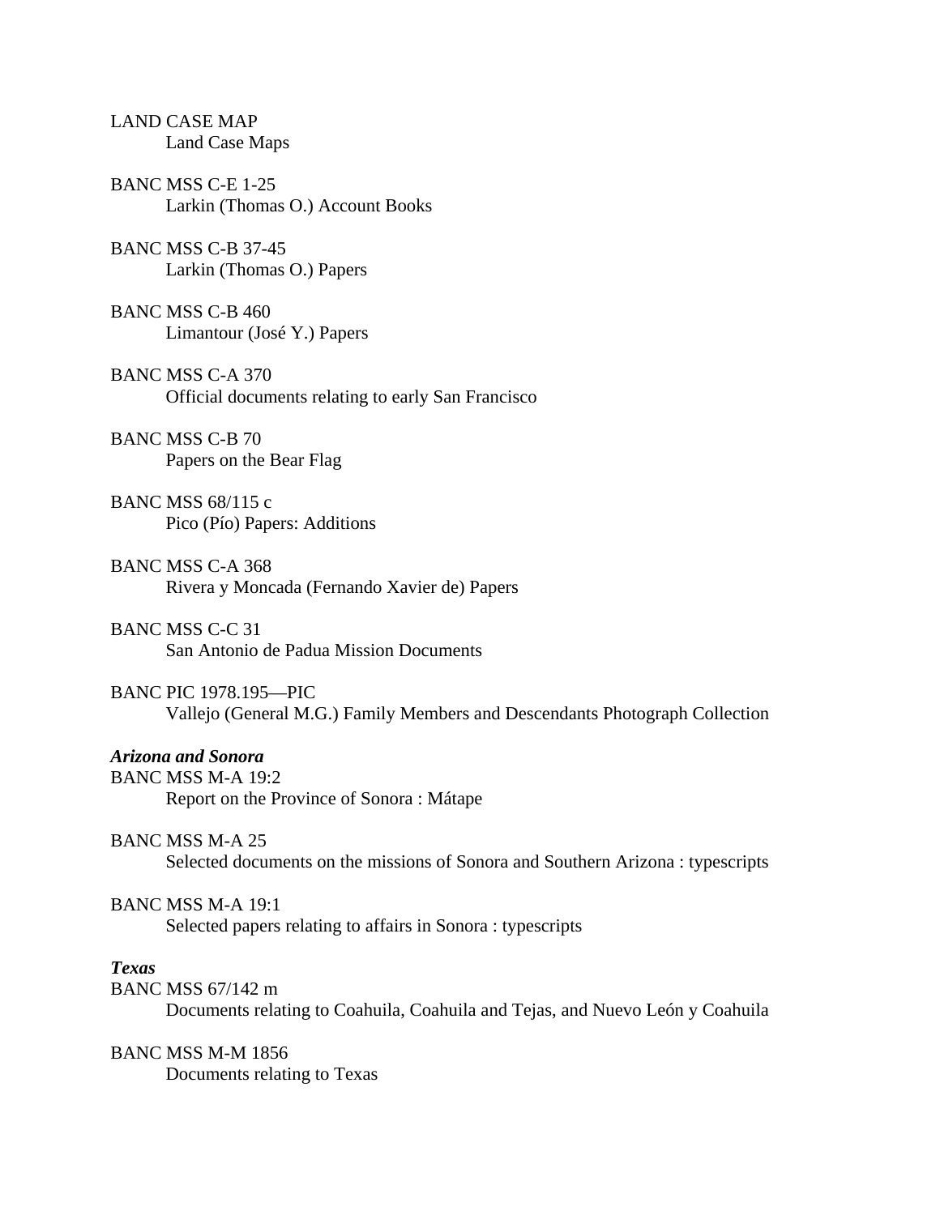LAND CASE MAP
Land Case Maps

BANC MSS C-E 1-25
Larkin (Thomas O.) Account Books

BANC MSS C-B 37-45
Larkin (Thomas O.) Papers

BANC MSS C-B 460
Limantour (José Y.) Papers

BANC MSS C-A 370
Official documents relating to early San Francisco

BANC MSS C-B 70
Papers on the Bear Flag

BANC MSS 68/115 c
Pico (Pío) Papers: Additions

BANC MSS C-A 368
Rivera y Moncada (Fernando Xavier de) Papers

BANC MSS C-C 31
San Antonio de Padua Mission Documents

BANC PIC 1978.195—PIC
Vallejo (General M.G.) Family Members and Descendants Photograph Collection

***Arizona and Sonora***

BANC MSS M-A 19:2
Report on the Province of Sonora : Mátape

BANC MSS M-A 25
Selected documents on the missions of Sonora and Southern Arizona : typescripts

BANC MSS M-A 19:1
Selected papers relating to affairs in Sonora : typescripts

***Texas***

BANC MSS 67/142 m
Documents relating to Coahuila, Coahuila and Tejas, and Nuevo León y Coahuila

BANC MSS M-M 1856
Documents relating to Texas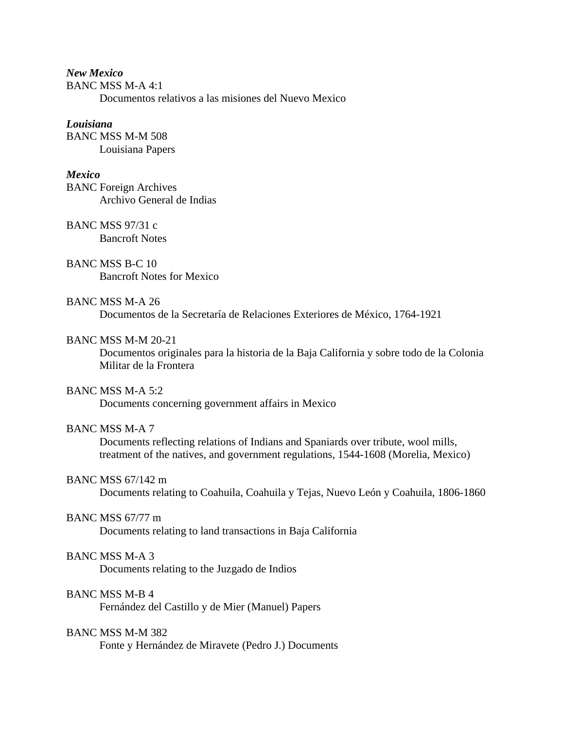***New Mexico***

BANC MSS M-A 4:1
    Documentos relativos a las misiones del Nuevo Mexico

***Louisiana***

BANC MSS M-M 508
    Louisiana Papers

***Mexico***

BANC Foreign Archives
    Archivo General de Indias

BANC MSS 97/31 c
    Bancroft Notes

BANC MSS B-C 10
    Bancroft Notes for Mexico

BANC MSS M-A 26
    Documentos de la Secretaría de Relaciones Exteriores de México, 1764-1921

BANC MSS M-M 20-21
    Documentos originales para la historia de la Baja California y sobre todo de la Colonia Militar de la Frontera

BANC MSS M-A 5:2
    Documents concerning government affairs in Mexico

BANC MSS M-A 7
    Documents reflecting relations of Indians and Spaniards over tribute, wool mills, treatment of the natives, and government regulations, 1544-1608 (Morelia, Mexico)

BANC MSS 67/142 m
    Documents relating to Coahuila, Coahuila y Tejas, Nuevo León y Coahuila, 1806-1860

BANC MSS 67/77 m
    Documents relating to land transactions in Baja California

BANC MSS M-A 3
    Documents relating to the Juzgado de Indios

BANC MSS M-B 4
    Fernández del Castillo y de Mier (Manuel) Papers

BANC MSS M-M 382
    Fonte y Hernández de Miravete (Pedro J.) Documents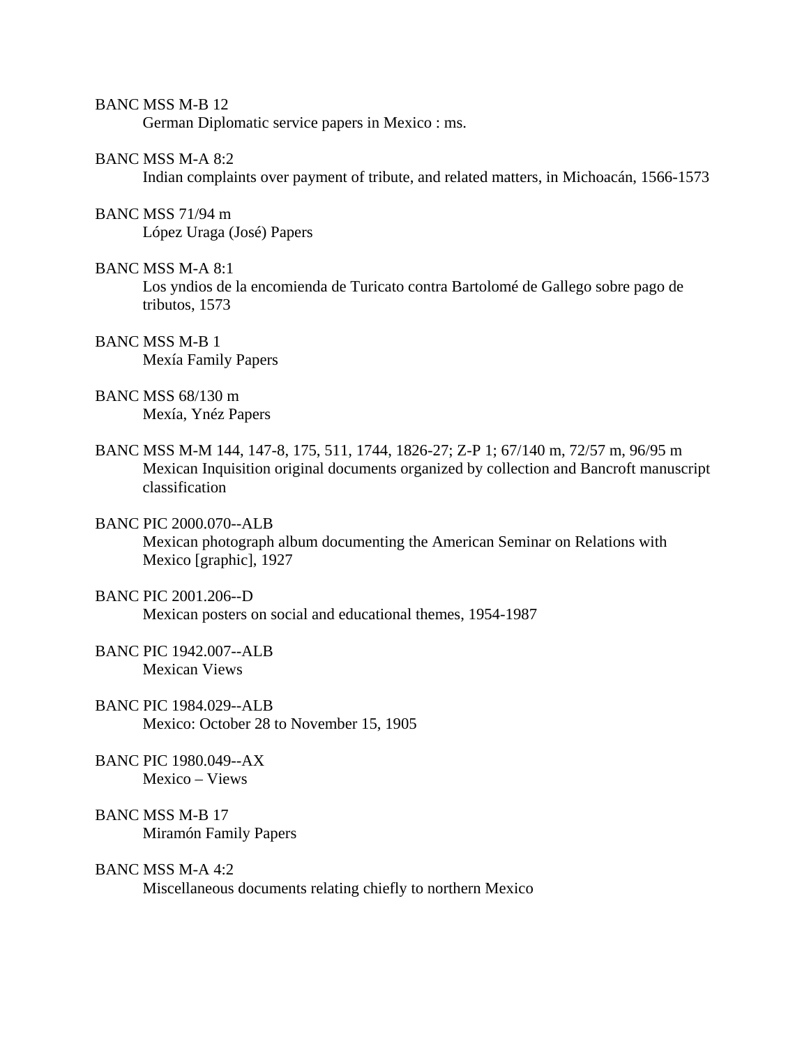BANC MSS M-B 12
German Diplomatic service papers in Mexico : ms.

BANC MSS M-A 8:2
Indian complaints over payment of tribute, and related matters, in Michoacán, 1566-1573

BANC MSS 71/94 m
López Uraga (José) Papers

BANC MSS M-A 8:1
Los yndios de la encomienda de Turicato contra Bartolomé de Gallego sobre pago de tributos, 1573

BANC MSS M-B 1
Mexía Family Papers

BANC MSS 68/130 m
Mexía, Ynéz Papers

BANC MSS M-M 144, 147-8, 175, 511, 1744, 1826-27; Z-P 1; 67/140 m, 72/57 m, 96/95 m
Mexican Inquisition original documents organized by collection and Bancroft manuscript classification

BANC PIC 2000.070--ALB
Mexican photograph album documenting the American Seminar on Relations with Mexico [graphic], 1927

BANC PIC 2001.206--D
Mexican posters on social and educational themes, 1954-1987

BANC PIC 1942.007--ALB
Mexican Views

BANC PIC 1984.029--ALB
Mexico: October 28 to November 15, 1905

BANC PIC 1980.049--AX
Mexico – Views

BANC MSS M-B 17
Miramón Family Papers

BANC MSS M-A 4:2
Miscellaneous documents relating chiefly to northern Mexico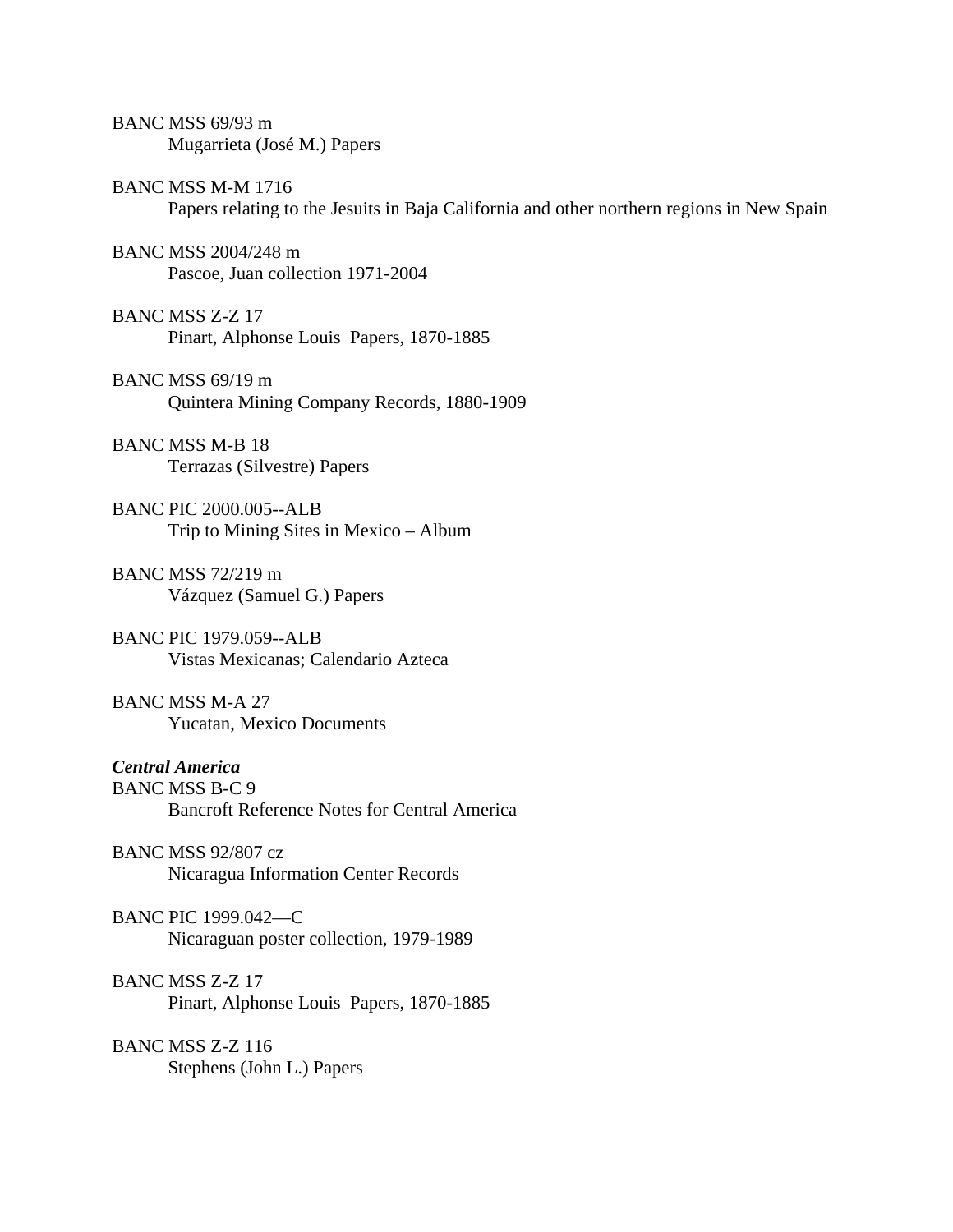BANC MSS 69/93 m
Mugarrieta (José M.) Papers

BANC MSS M-M 1716
Papers relating to the Jesuits in Baja California and other northern regions in New Spain

BANC MSS 2004/248 m
Pascoe, Juan collection 1971-2004

BANC MSS Z-Z 17
Pinart, Alphonse Louis Papers, 1870-1885

BANC MSS 69/19 m
Quintera Mining Company Records, 1880-1909

BANC MSS M-B 18
Terrazas (Silvestre) Papers

BANC PIC 2000.005--ALB
Trip to Mining Sites in Mexico – Album

BANC MSS 72/219 m
Vázquez (Samuel G.) Papers

BANC PIC 1979.059--ALB
Vistas Mexicanas; Calendario Azteca

BANC MSS M-A 27
Yucatan, Mexico Documents

***Central America***

BANC MSS B-C 9
Bancroft Reference Notes for Central America

BANC MSS 92/807 cz
Nicaragua Information Center Records

BANC PIC 1999.042—C
Nicaraguan poster collection, 1979-1989

BANC MSS Z-Z 17
Pinart, Alphonse Louis Papers, 1870-1885

BANC MSS Z-Z 116
Stephens (John L.) Papers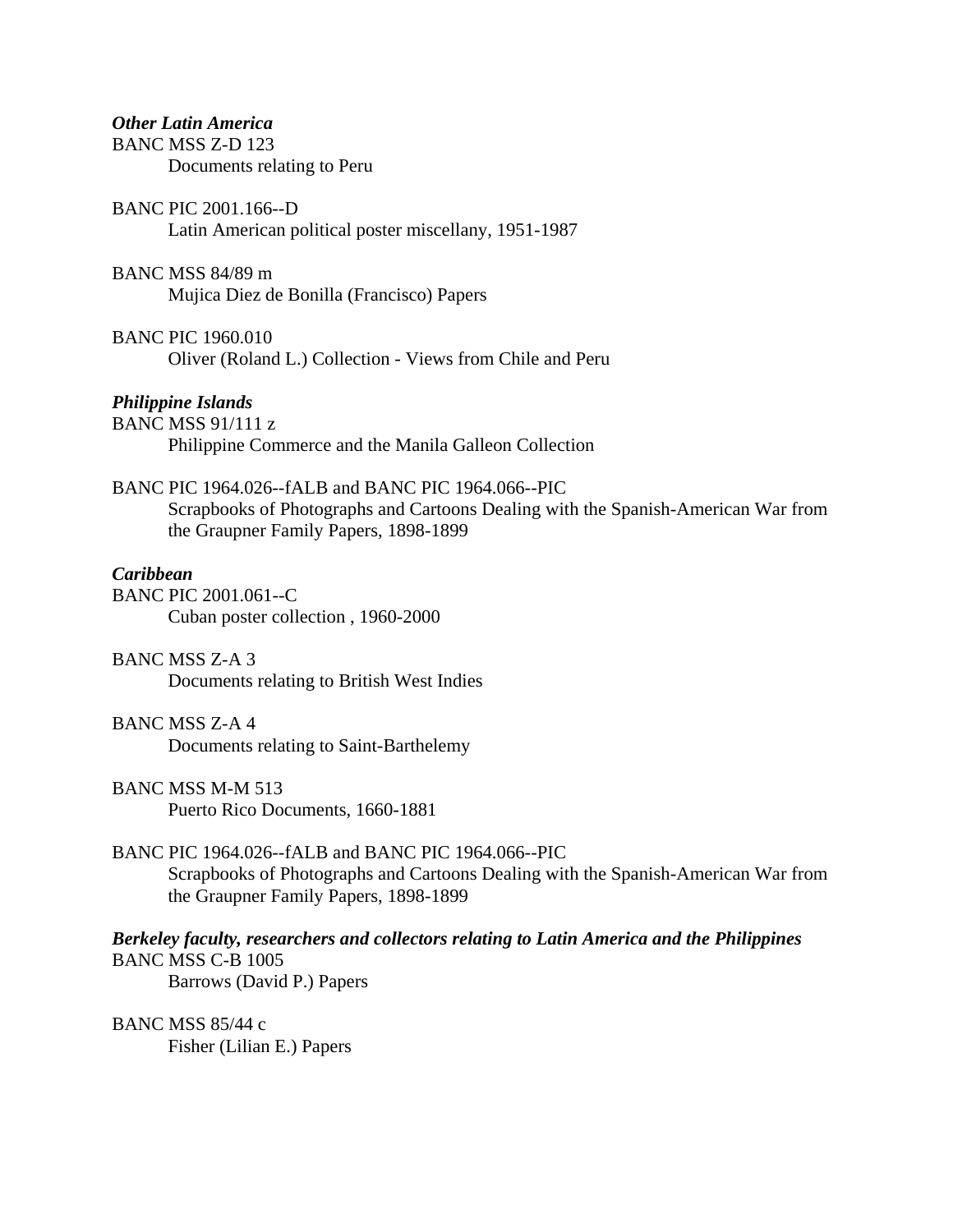***Other Latin America***

BANC MSS Z-D 123
Documents relating to Peru

BANC PIC 2001.166--D
Latin American political poster miscellany, 1951-1987

BANC MSS 84/89 m
Mujica Diez de Bonilla (Francisco) Papers

BANC PIC 1960.010
Oliver (Roland L.) Collection - Views from Chile and Peru

***Philippine Islands***

BANC MSS 91/111 z
Philippine Commerce and the Manila Galleon Collection

BANC PIC 1964.026--fALB and BANC PIC 1964.066--PIC
Scrapbooks of Photographs and Cartoons Dealing with the Spanish-American War from the Graupner Family Papers, 1898-1899

***Caribbean***

BANC PIC 2001.061--C
Cuban poster collection , 1960-2000

BANC MSS Z-A 3
Documents relating to British West Indies

BANC MSS Z-A 4
Documents relating to Saint-Barthelemy

BANC MSS M-M 513
Puerto Rico Documents, 1660-1881

BANC PIC 1964.026--fALB and BANC PIC 1964.066--PIC
Scrapbooks of Photographs and Cartoons Dealing with the Spanish-American War from the Graupner Family Papers, 1898-1899

***Berkeley faculty, researchers and collectors relating to Latin America and the Philippines***

BANC MSS C-B 1005
Barrows (David P.) Papers

BANC MSS 85/44 c
Fisher (Lilian E.) Papers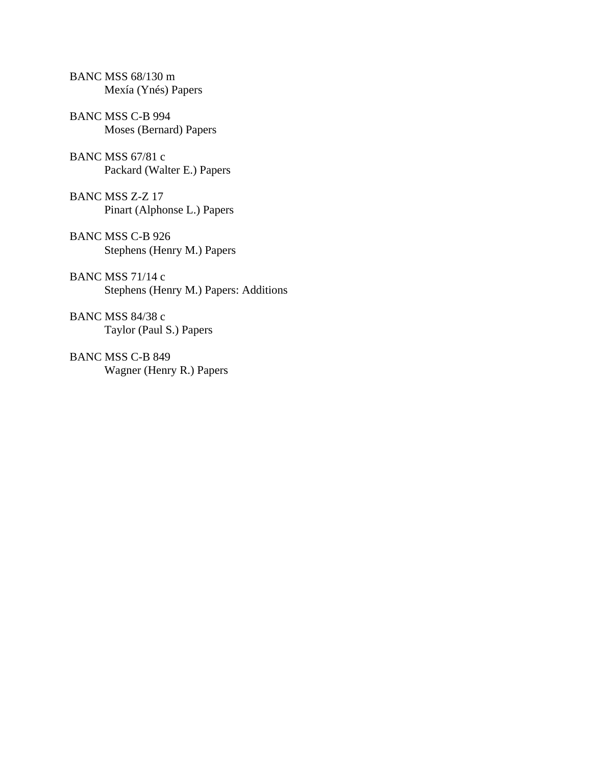BANC MSS 68/130 m
Mexía (Ynés) Papers

BANC MSS C-B 994
Moses (Bernard) Papers

BANC MSS 67/81 c
Packard (Walter E.) Papers

BANC MSS Z-Z 17
Pinart (Alphonse L.) Papers

BANC MSS C-B 926
Stephens (Henry M.) Papers

BANC MSS 71/14 c
Stephens (Henry M.) Papers: Additions

BANC MSS 84/38 c
Taylor (Paul S.) Papers

BANC MSS C-B 849
Wagner (Henry R.) Papers